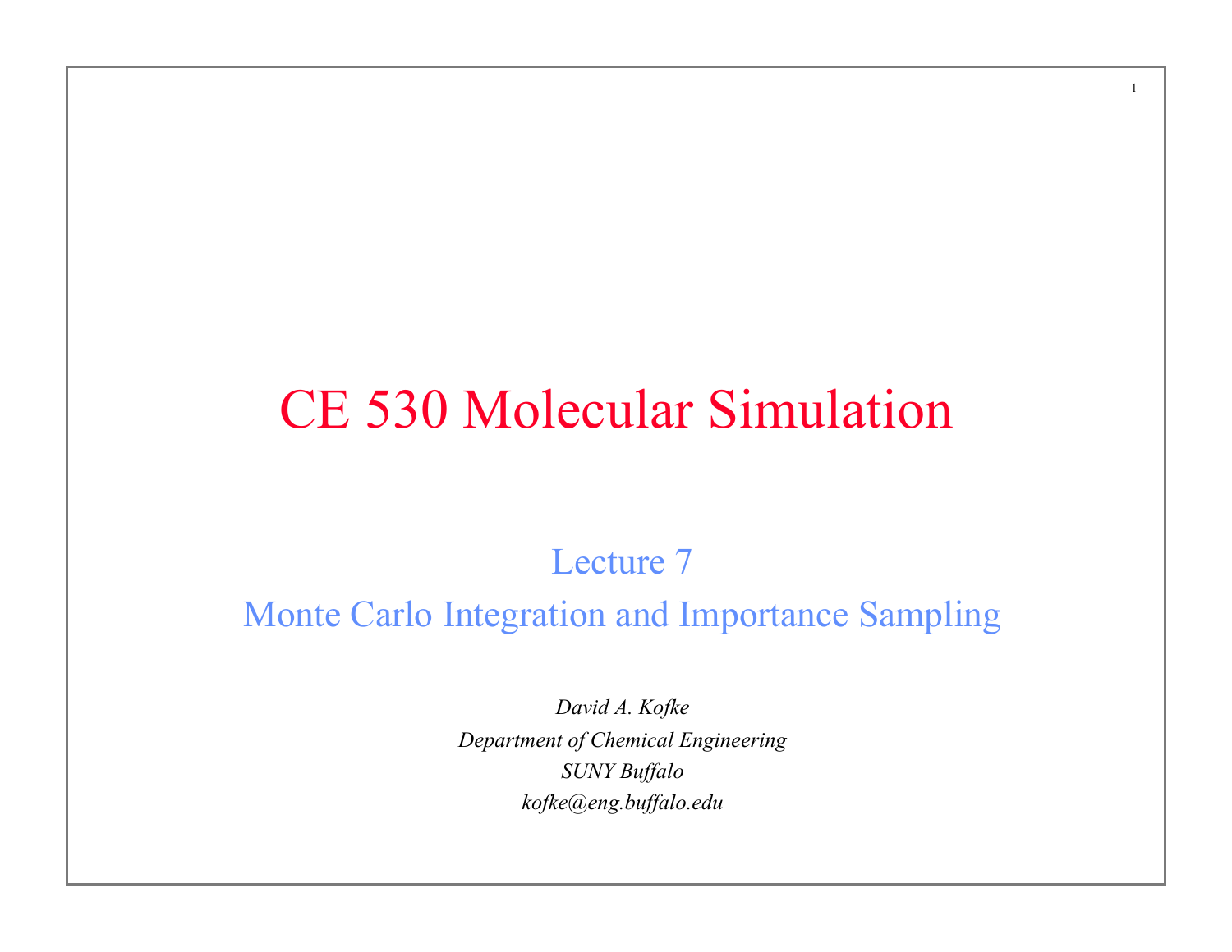# CE 530 Molecular Simulation

## Lecture 7

## Monte Carlo Integration and Importance Sampling

*David A. Kofke*

*Department of Chemical Engineering*

*SUNY Buffalo*

*kofke@eng.buffalo.edu*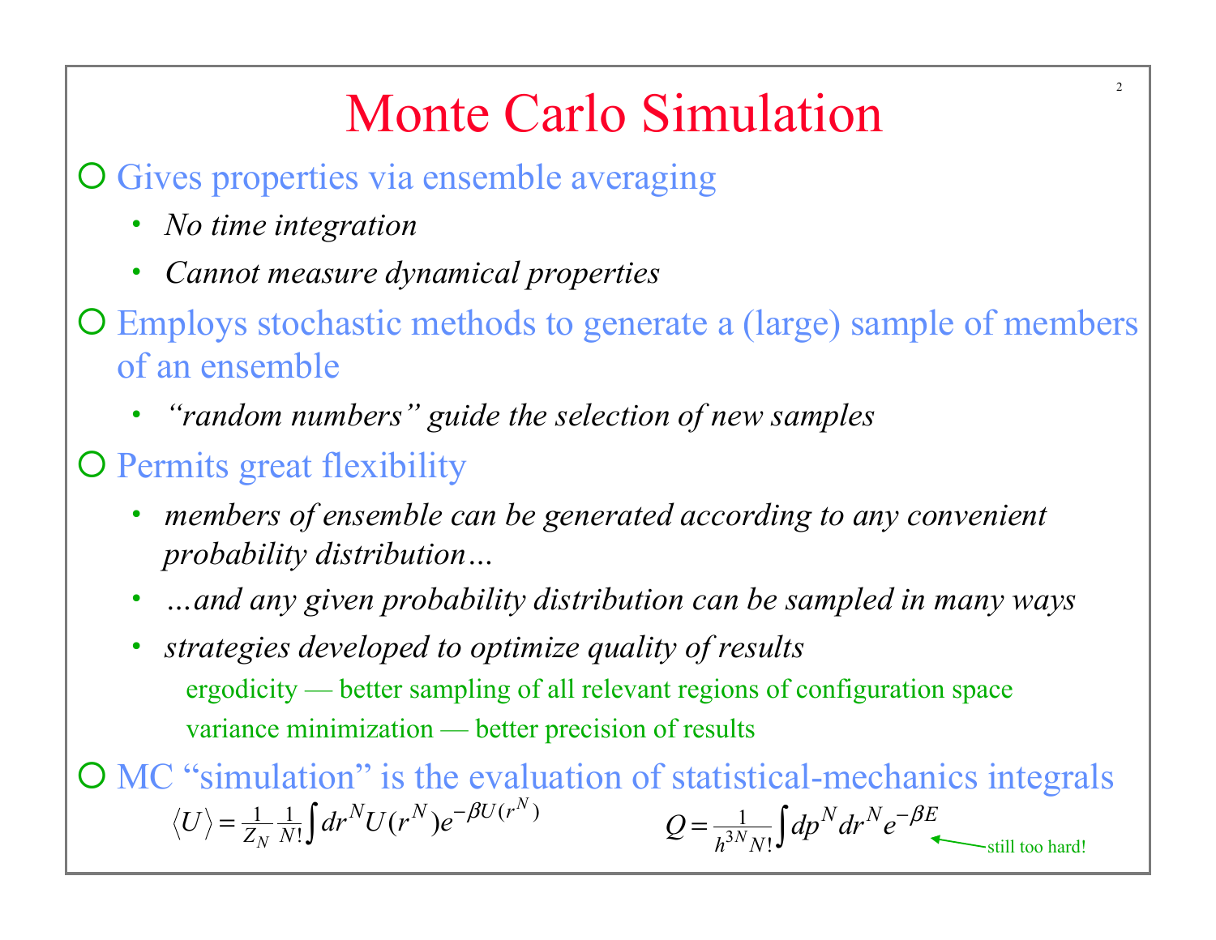# Monte Carlo Simulation

- Gives properties via ensemble averaging
  - *No time integration*
  - *Cannot measure dynamical properties*
- Employs stochastic methods to generate a (large) sample of members of an ensemble
  - *"random numbers" guide the selection of new samples*
- Permits great flexibility
  - *members of ensemble can be generated according to any convenient probability distribution…*
  - *…and any given probability distribution can be sampled in many ways*
  - *strategies developed to optimize quality of results*
    - ergodicity — better sampling of all relevant regions of configuration space
    - variance minimization — better precision of results
- MC "simulation" is the evaluation of statistical-mechanics integrals

$$\langle U \rangle = \frac{1}{Z_N}\frac{1}{N!}\int dr^N U(r^N) e^{-\beta U(r^N)}$$

$$Q = \frac{1}{h^{3N}N!}\int dp^N dr^N e^{-\beta E}$$

← still too hard!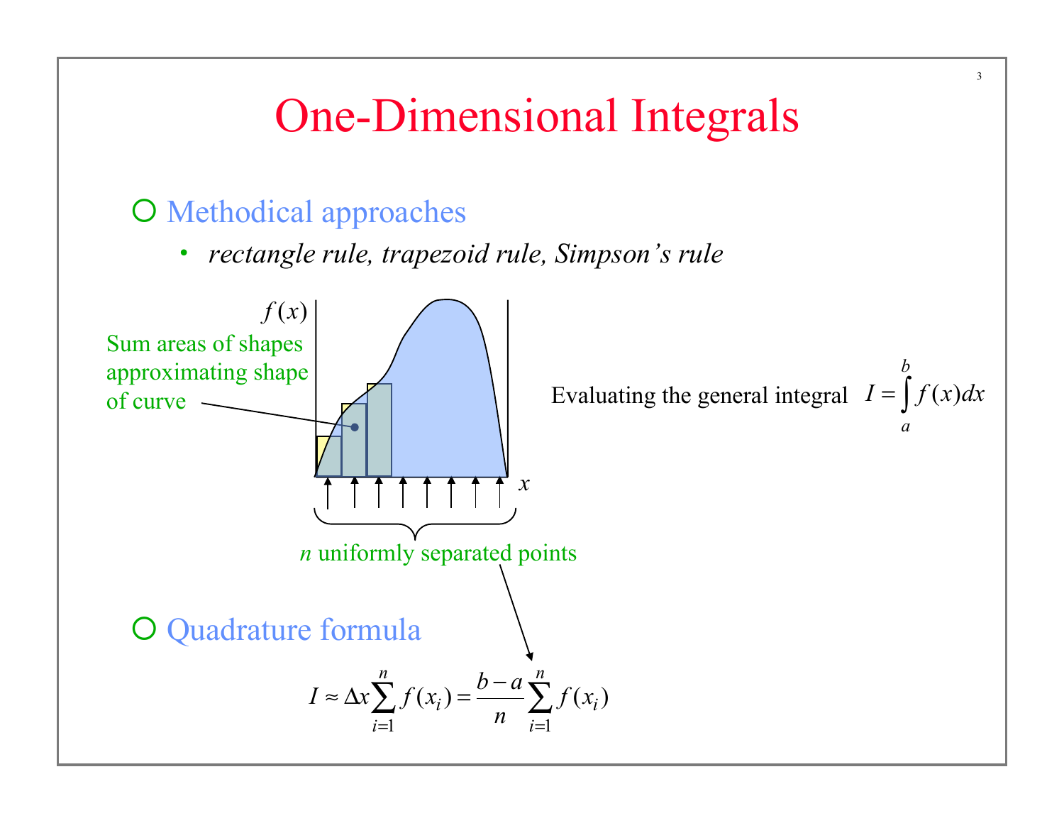# One-Dimensional Integrals

- Methodical approaches
  - *rectangle rule, trapezoid rule, Simpson's rule*

$f(x)$

Sum areas of shapes approximating shape of curve

$x$

$n$ uniformly separated points

Evaluating the general integral $I = \int_a^b f(x)dx$

- Quadrature formula

$$I \approx \Delta x \sum_{i=1}^{n} f(x_i) = \frac{b-a}{n} \sum_{i=1}^{n} f(x_i)$$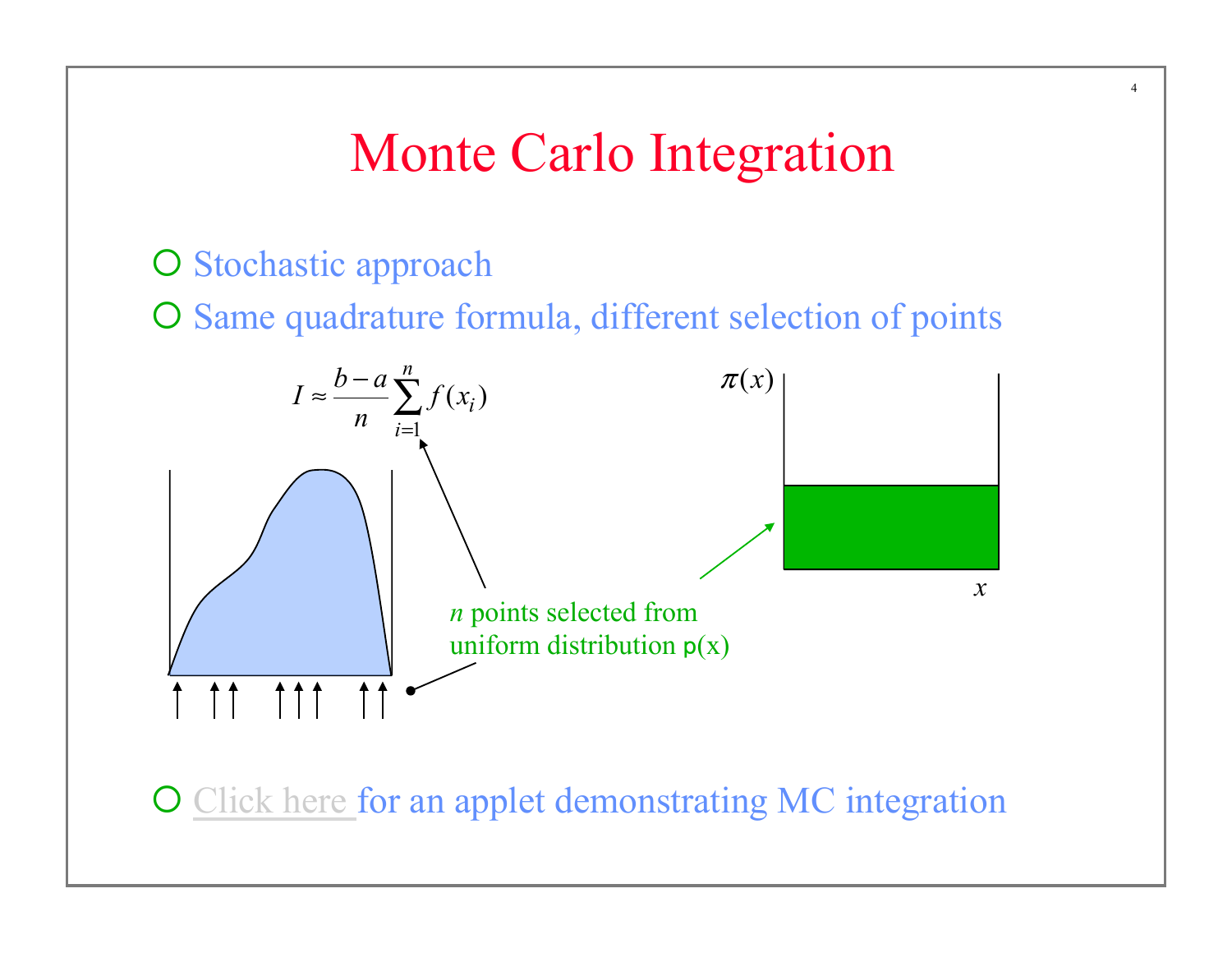# Monte Carlo Integration

- Stochastic approach
- Same quadrature formula, different selection of points

$$I \approx \frac{b-a}{n} \sum_{i=1}^{n} f(x_i)$$

*n* points selected from uniform distribution p(x)

$\pi(x)$

$x$

- Click here for an applet demonstrating MC integration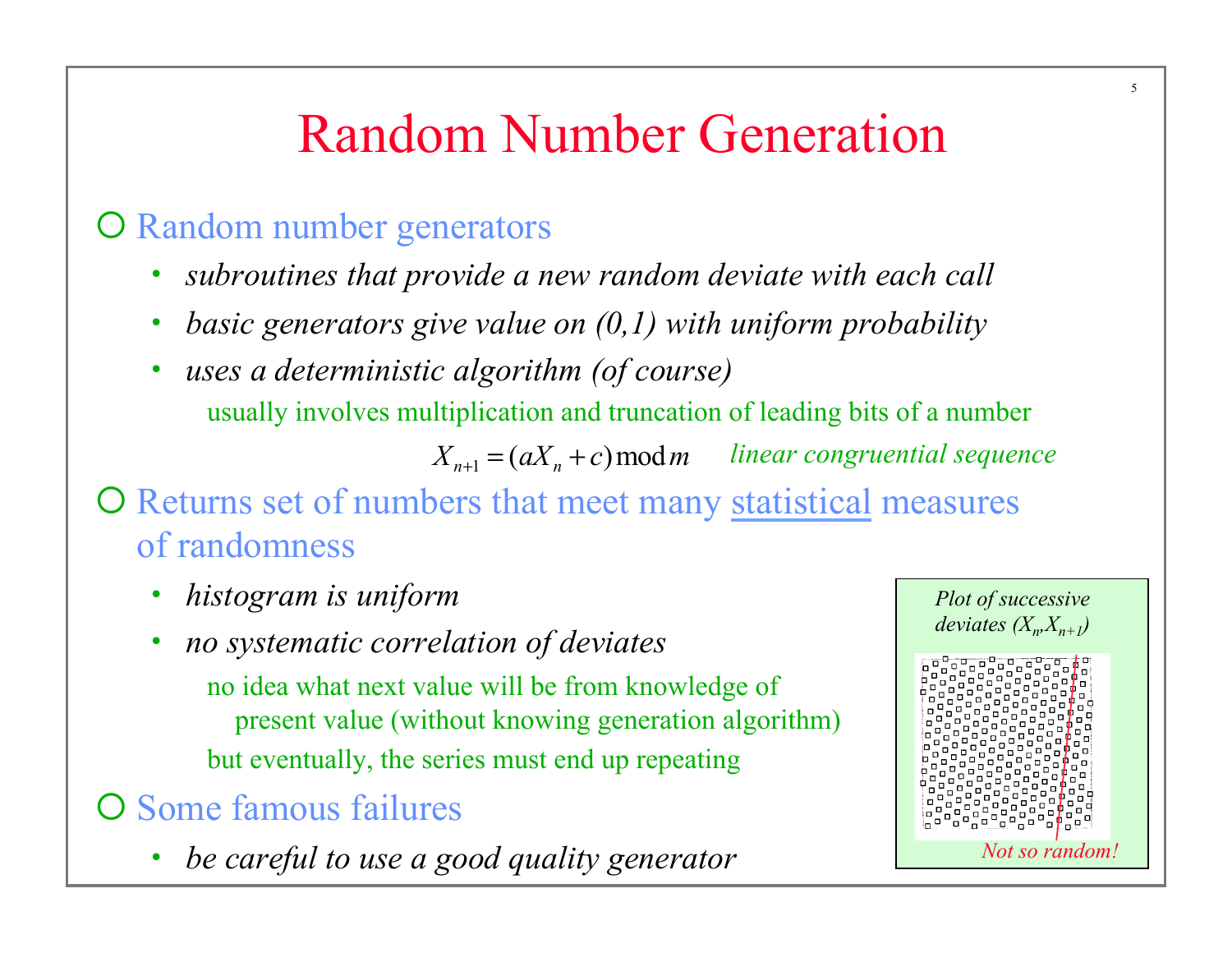# Random Number Generation

- Random number generators
  - *subroutines that provide a new random deviate with each call*
  - *basic generators give value on (0,1) with uniform probability*
  - *uses a deterministic algorithm (of course)*

    usually involves multiplication and truncation of leading bits of a number

    $$X_{n+1} = (aX_n + c) \bmod m$$ *linear congruential sequence*

- Returns set of numbers that meet many statistical measures of randomness
  - *histogram is uniform*
  - *no systematic correlation of deviates*

    no idea what next value will be from knowledge of present value (without knowing generation algorithm)

    but eventually, the series must end up repeating

- Some famous failures
  - *be careful to use a good quality generator*

*Plot of successive deviates $(X_n, X_{n+1})$*

*Not so random!*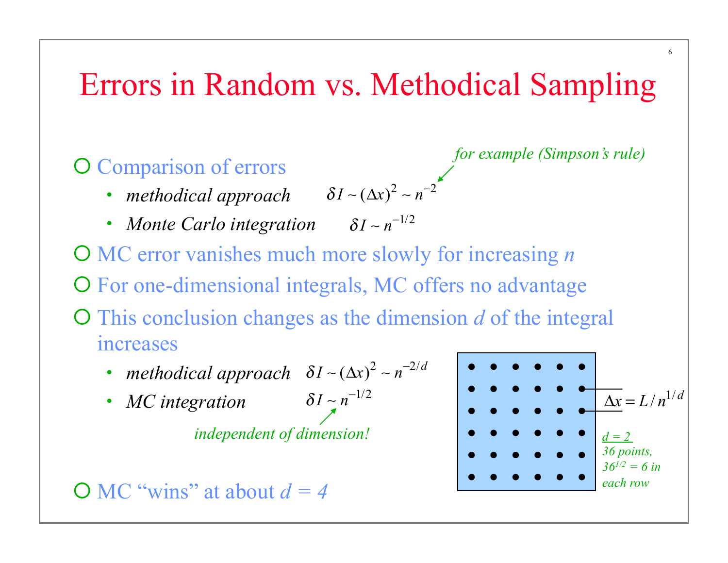# Errors in Random vs. Methodical Sampling

- Comparison of errors
  - *methodical approach* $\delta I \sim (\Delta x)^2 \sim n^{-2}$ — *for example (Simpson's rule)*
  - *Monte Carlo integration* $\delta I \sim n^{-1/2}$
- MC error vanishes much more slowly for increasing *n*
- For one-dimensional integrals, MC offers no advantage
- This conclusion changes as the dimension *d* of the integral increases
  - *methodical approach* $\delta I \sim (\Delta x)^2 \sim n^{-2/d}$
  - *MC integration* $\delta I \sim n^{-1/2}$ — *independent of dimension!*

$\Delta x = L / n^{1/d}$

*d = 2*
*36 points, $36^{1/2} = 6$ in each row*

- MC "wins" at about *d = 4*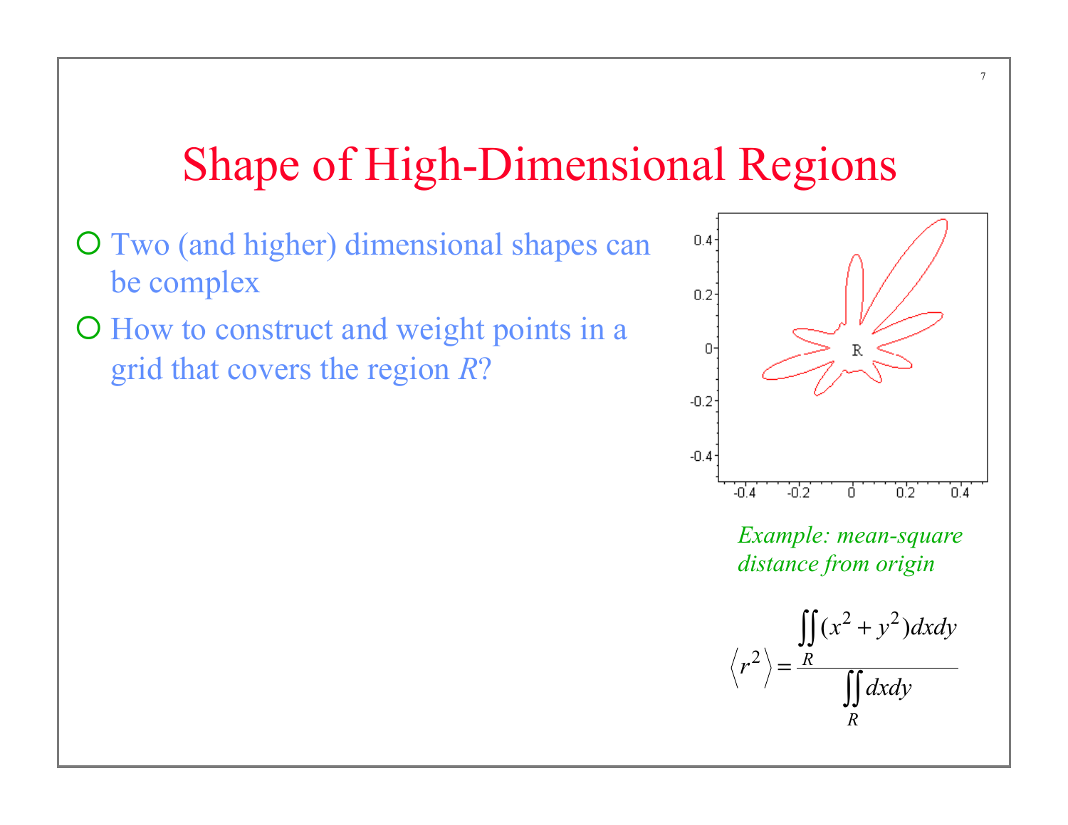# Shape of High-Dimensional Regions

- Two (and higher) dimensional shapes can be complex
- How to construct and weight points in a grid that covers the region *R*?

*Example: mean-square distance from origin*

$$\langle r^2 \rangle = \frac{\iint_R (x^2 + y^2)\,dx\,dy}{\iint_R dx\,dy}$$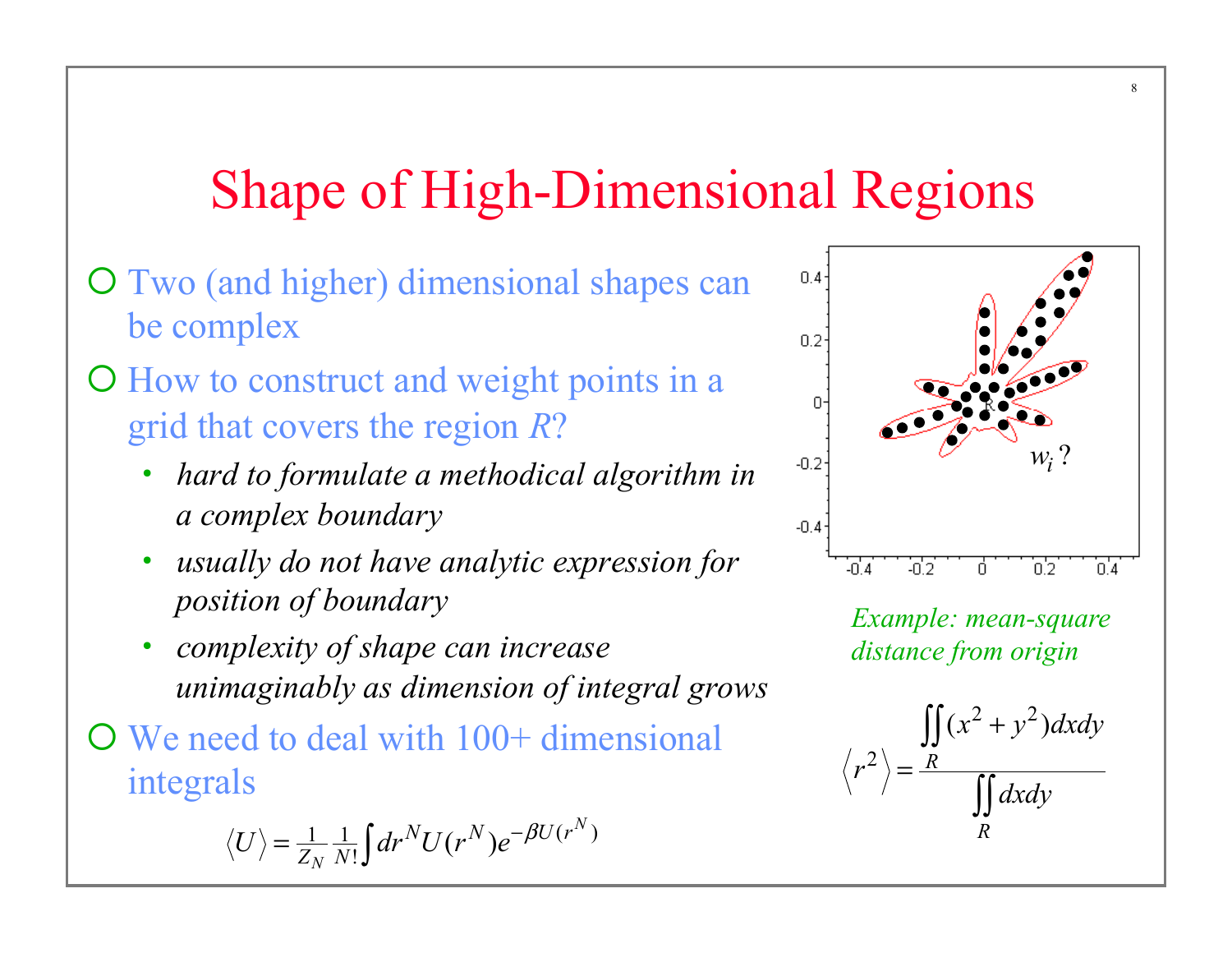# Shape of High-Dimensional Regions

- Two (and higher) dimensional shapes can be complex
- How to construct and weight points in a grid that covers the region $R$?
  - *hard to formulate a methodical algorithm in a complex boundary*
  - *usually do not have analytic expression for position of boundary*
  - *complexity of shape can increase unimaginably as dimension of integral grows*
- We need to deal with 100+ dimensional integrals

$$\langle U \rangle = \frac{1}{Z_N} \frac{1}{N!} \int dr^N U(r^N) e^{-\beta U(r^N)}$$

$w_i$ ?

*Example: mean-square distance from origin*

$$\langle r^2 \rangle = \frac{\iint_R (x^2 + y^2) dx dy}{\iint_R dx dy}$$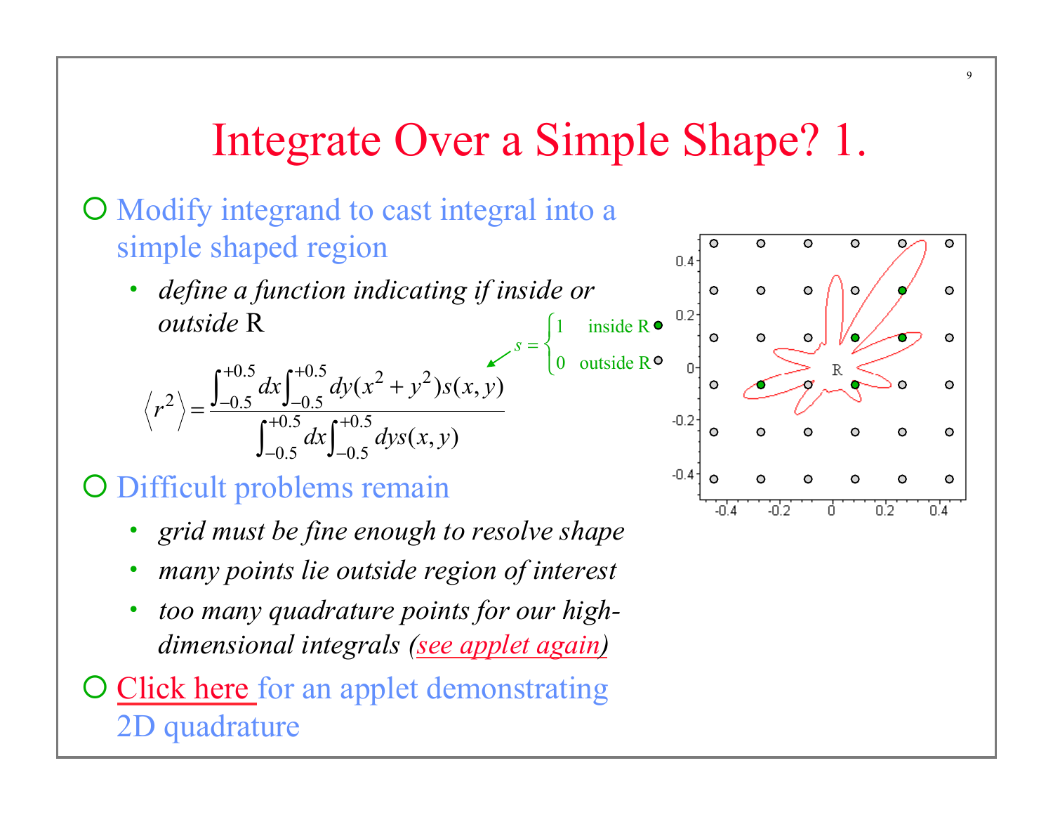# Integrate Over a Simple Shape? 1.

- Modify integrand to cast integral into a simple shaped region
  - *define a function indicating if inside or outside* R

$$s = \begin{cases} 1 & \text{inside R} \\ 0 & \text{outside R} \end{cases}$$

$$\langle r^2 \rangle = \frac{\int_{-0.5}^{+0.5} dx \int_{-0.5}^{+0.5} dy (x^2 + y^2) s(x,y)}{\int_{-0.5}^{+0.5} dx \int_{-0.5}^{+0.5} dy s(x,y)}$$

- Difficult problems remain
  - *grid must be fine enough to resolve shape*
  - *many points lie outside region of interest*
  - *too many quadrature points for our high-dimensional integrals (see applet again)*
- Click here for an applet demonstrating 2D quadrature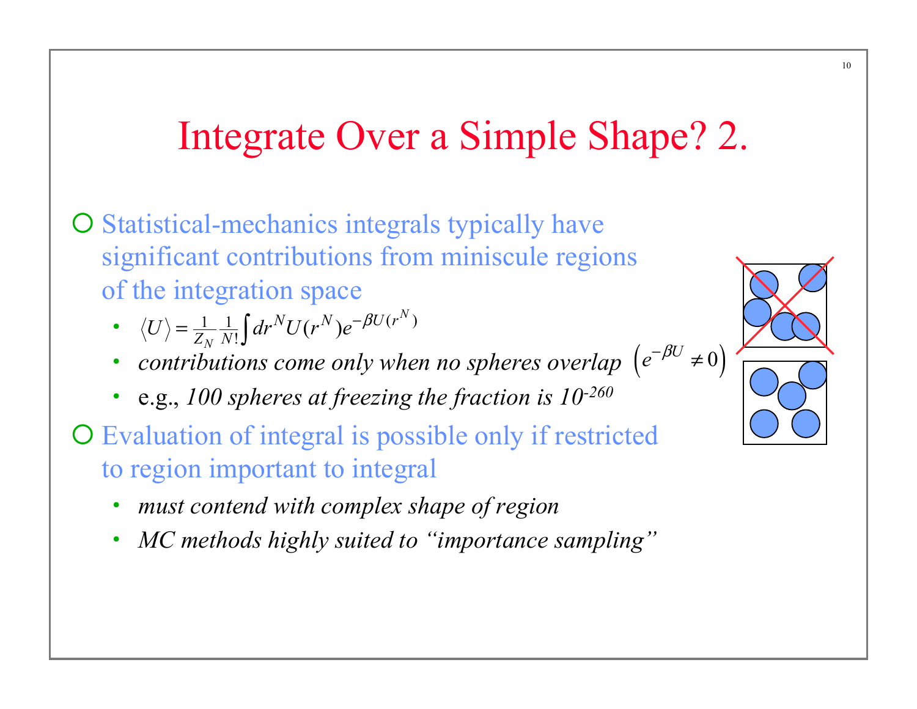# Integrate Over a Simple Shape? 2.

- Statistical-mechanics integrals typically have significant contributions from miniscule regions of the integration space
  - $\langle U \rangle = \frac{1}{Z_N} \frac{1}{N!} \int dr^N U(r^N) e^{-\beta U(r^N)}$
  - *contributions come only when no spheres overlap* $\left(e^{-\beta U} \neq 0\right)$
  - e.g., *100 spheres at freezing the fraction is $10^{-260}$*
- Evaluation of integral is possible only if restricted to region important to integral
  - *must contend with complex shape of region*
  - *MC methods highly suited to "importance sampling"*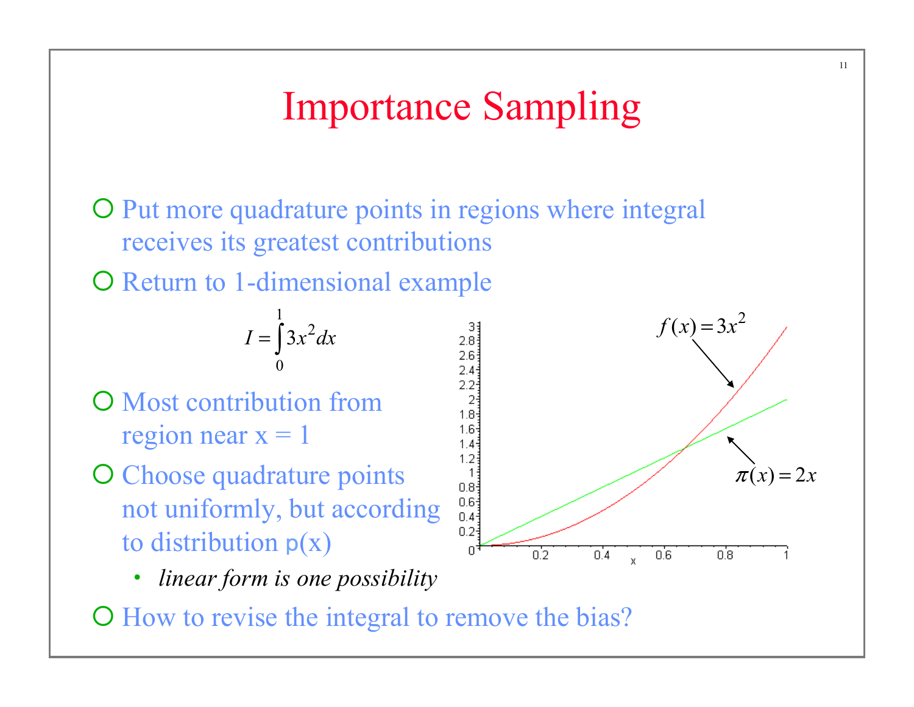# Importance Sampling

- Put more quadrature points in regions where integral receives its greatest contributions
- Return to 1-dimensional example

$$I = \int_0^1 3x^2 dx$$

- Most contribution from region near x = 1
- Choose quadrature points not uniformly, but according to distribution p(x)
  - *linear form is one possibility*
- How to revise the integral to remove the bias?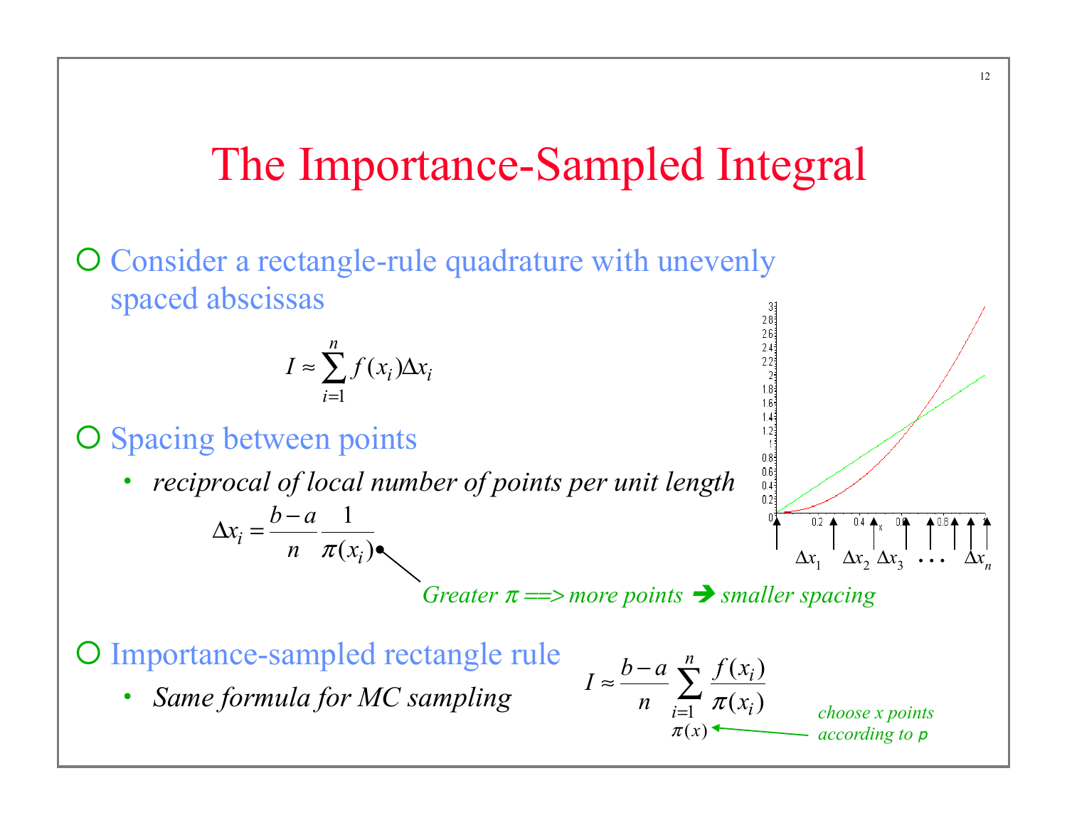# The Importance-Sampled Integral

- Consider a rectangle-rule quadrature with unevenly spaced abscissas

$$I \approx \sum_{i=1}^{n} f(x_i)\Delta x_i$$

- Spacing between points
  - *reciprocal of local number of points per unit length*

$$\Delta x_i = \frac{b-a}{n}\frac{1}{\pi(x_i)}$$

*Greater $\pi$ ==> more points ➔ smaller spacing*

- Importance-sampled rectangle rule
  - *Same formula for MC sampling*

$$I \approx \frac{b-a}{n}\sum_{\substack{i=1 \\ \pi(x)}}^{n} \frac{f(x_i)}{\pi(x_i)}$$

*choose x points according to p*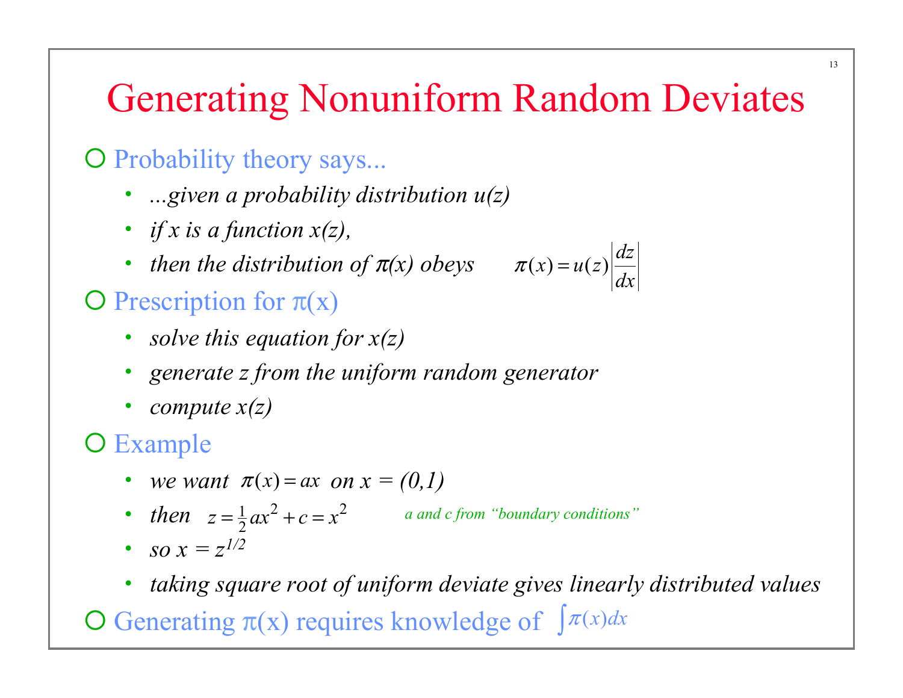# Generating Nonuniform Random Deviates

- Probability theory says...
  - *...given a probability distribution u(z)*
  - *if x is a function x(z),*
  - *then the distribution of π(x) obeys* $\pi(x) = u(z)\left|\frac{dz}{dx}\right|$
- Prescription for π(x)
  - *solve this equation for x(z)*
  - *generate z from the uniform random generator*
  - *compute x(z)*
- Example
  - *we want* $\pi(x) = ax$ *on x = (0,1)*
  - *then* $z = \frac{1}{2}ax^2 + c = x^2$ *a and c from "boundary conditions"*
  - *so* $x = z^{1/2}$
  - *taking square root of uniform deviate gives linearly distributed values*
- Generating π(x) requires knowledge of $\int \pi(x)dx$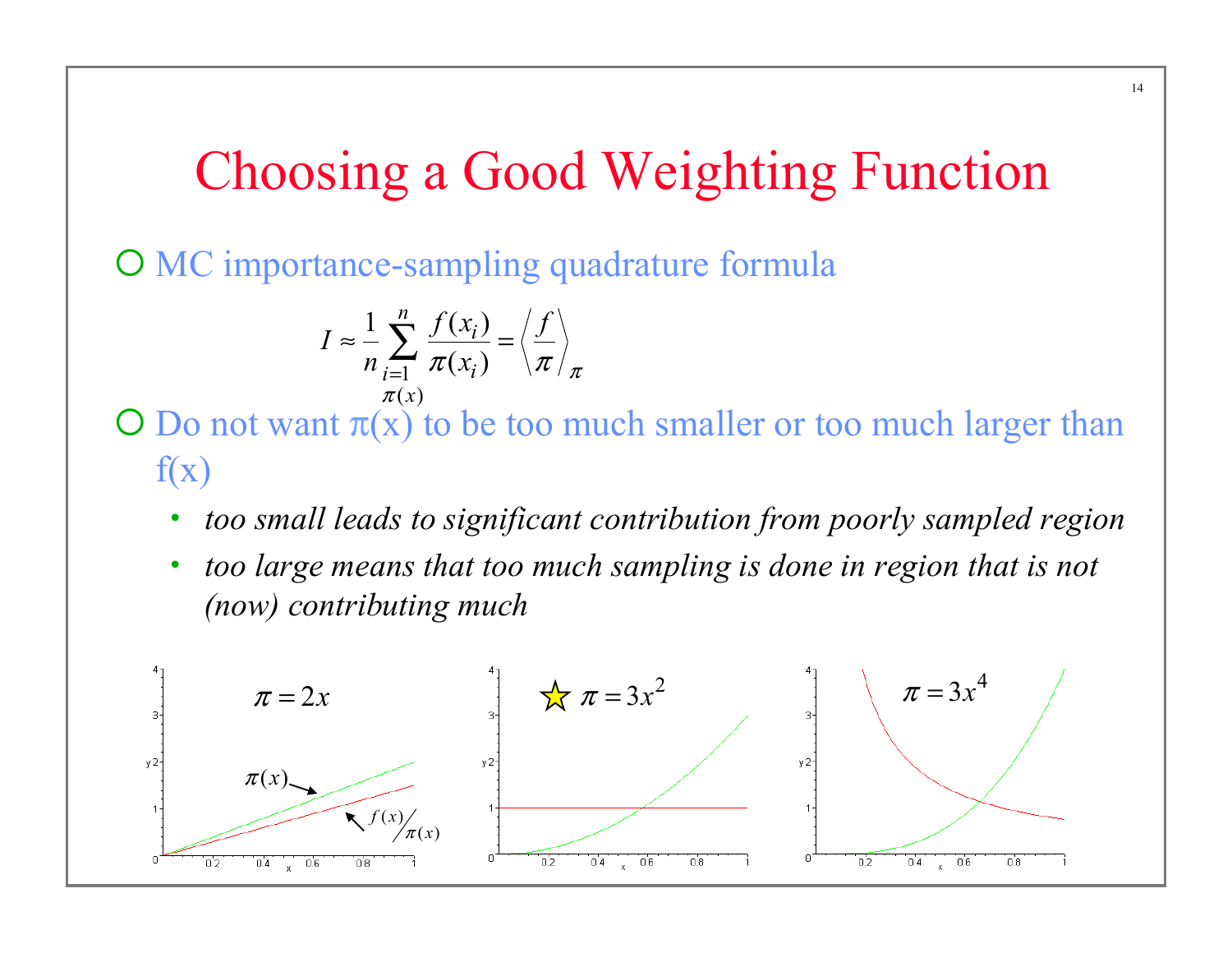# Choosing a Good Weighting Function

- MC importance-sampling quadrature formula

$$I \approx \frac{1}{n}\sum_{\substack{i=1 \\ \pi(x)}}^{n} \frac{f(x_i)}{\pi(x_i)} = \left\langle \frac{f}{\pi} \right\rangle_{\pi}$$

- Do not want π(x) to be too much smaller or too much larger than f(x)
  - *too small leads to significant contribution from poorly sampled region*
  - *too large means that too much sampling is done in region that is not (now) contributing much*

$\pi = 2x$ &nbsp;&nbsp;&nbsp;&nbsp; ☆ $\pi = 3x^2$ &nbsp;&nbsp;&nbsp;&nbsp; $\pi = 3x^4$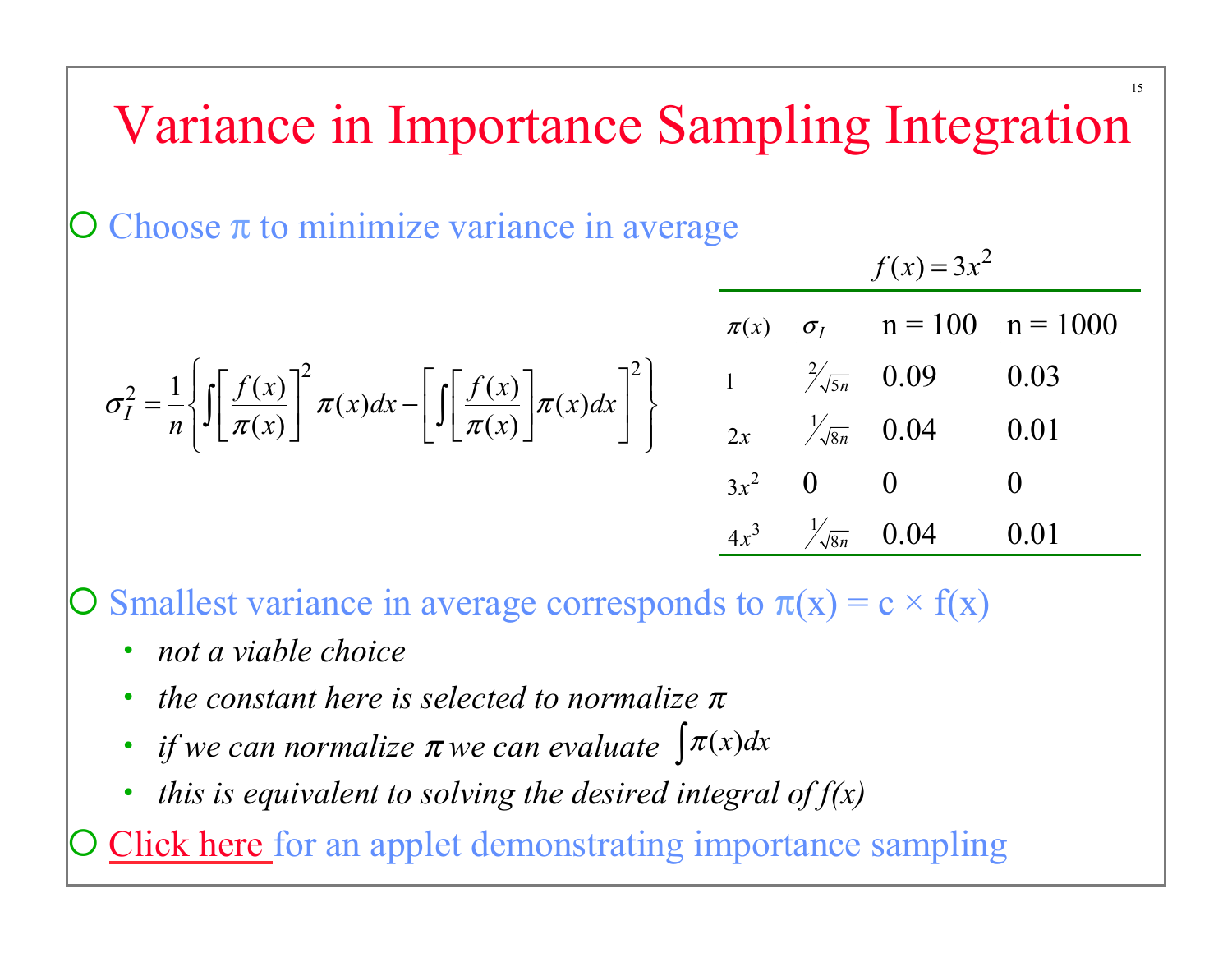# Variance in Importance Sampling Integration

- Choose π to minimize variance in average

$$\sigma_I^2 = \frac{1}{n}\left\{ \int \left[\frac{f(x)}{\pi(x)}\right]^2 \pi(x)dx - \left[\int \left[\frac{f(x)}{\pi(x)}\right]\pi(x)dx\right]^2 \right\}$$

$f(x) = 3x^2$

| $\pi(x)$ | $\sigma_I$ | n = 100 | n = 1000 |
|---|---|---|---|
| $1$ | $2/\sqrt{5n}$ | 0.09 | 0.03 |
| $2x$ | $1/\sqrt{8n}$ | 0.04 | 0.01 |
| $3x^2$ | 0 | 0 | 0 |
| $4x^3$ | $1/\sqrt{8n}$ | 0.04 | 0.01 |

- Smallest variance in average corresponds to $\pi(x) = c \times f(x)$
  - *not a viable choice*
  - *the constant here is selected to normalize* $\pi$
  - *if we can normalize* $\pi$ *we can evaluate* $\int \pi(x)dx$
  - *this is equivalent to solving the desired integral of f(x)*
- Click here for an applet demonstrating importance sampling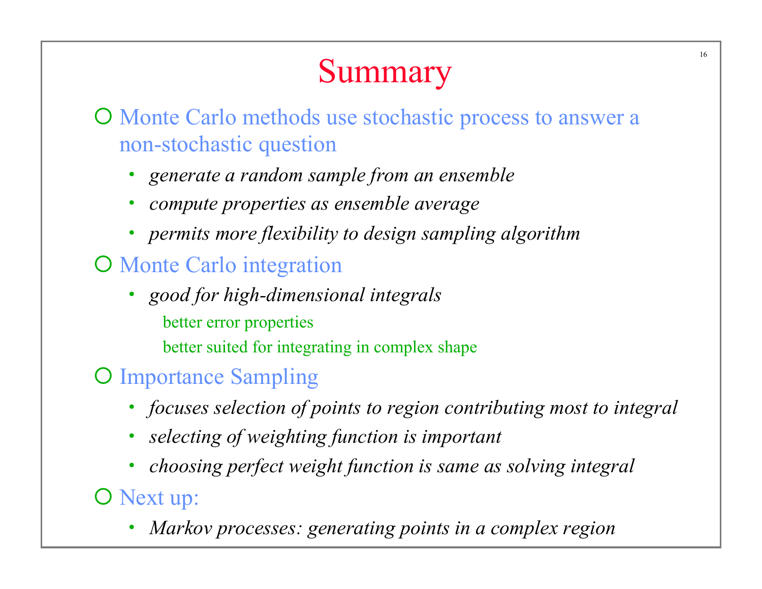# Summary

- Monte Carlo methods use stochastic process to answer a non-stochastic question
  - *generate a random sample from an ensemble*
  - *compute properties as ensemble average*
  - *permits more flexibility to design sampling algorithm*
- Monte Carlo integration
  - *good for high-dimensional integrals*
    - better error properties
    - better suited for integrating in complex shape
- Importance Sampling
  - *focuses selection of points to region contributing most to integral*
  - *selecting of weighting function is important*
  - *choosing perfect weight function is same as solving integral*
- Next up:
  - *Markov processes: generating points in a complex region*